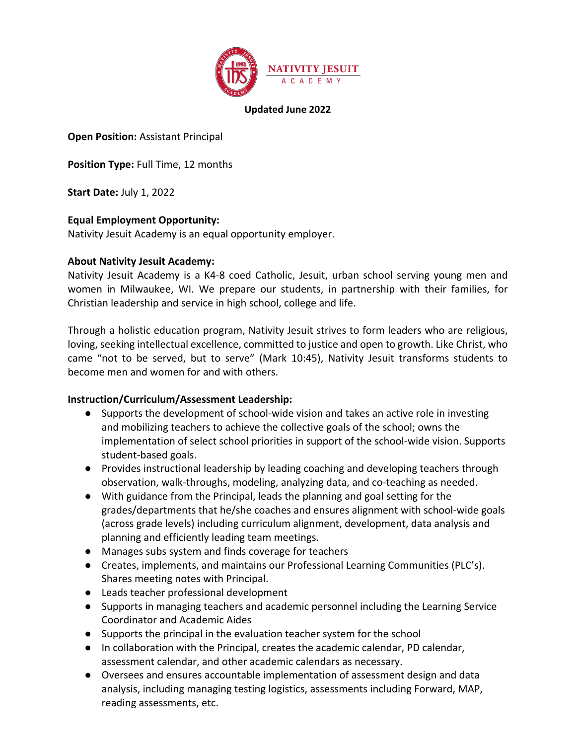NATIVITY JESUIT ACADEMY

**Updated June 2022**

**Open Position:** Assistant Principal

**Position Type:** Full Time, 12 months

**Start Date:** July 1, 2022

**Equal Employment Opportunity:**
Nativity Jesuit Academy is an equal opportunity employer.

**About Nativity Jesuit Academy:**
Nativity Jesuit Academy is a K4-8 coed Catholic, Jesuit, urban school serving young men and women in Milwaukee, WI. We prepare our students, in partnership with their families, for Christian leadership and service in high school, college and life.

Through a holistic education program, Nativity Jesuit strives to form leaders who are religious, loving, seeking intellectual excellence, committed to justice and open to growth. Like Christ, who came "not to be served, but to serve" (Mark 10:45), Nativity Jesuit transforms students to become men and women for and with others.

**Instruction/Curriculum/Assessment Leadership:**

- Supports the development of school-wide vision and takes an active role in investing and mobilizing teachers to achieve the collective goals of the school; owns the implementation of select school priorities in support of the school-wide vision. Supports student-based goals.
- Provides instructional leadership by leading coaching and developing teachers through observation, walk-throughs, modeling, analyzing data, and co-teaching as needed.
- With guidance from the Principal, leads the planning and goal setting for the grades/departments that he/she coaches and ensures alignment with school-wide goals (across grade levels) including curriculum alignment, development, data analysis and planning and efficiently leading team meetings.
- Manages subs system and finds coverage for teachers
- Creates, implements, and maintains our Professional Learning Communities (PLC's). Shares meeting notes with Principal.
- Leads teacher professional development
- Supports in managing teachers and academic personnel including the Learning Service Coordinator and Academic Aides
- Supports the principal in the evaluation teacher system for the school
- In collaboration with the Principal, creates the academic calendar, PD calendar, assessment calendar, and other academic calendars as necessary.
- Oversees and ensures accountable implementation of assessment design and data analysis, including managing testing logistics, assessments including Forward, MAP, reading assessments, etc.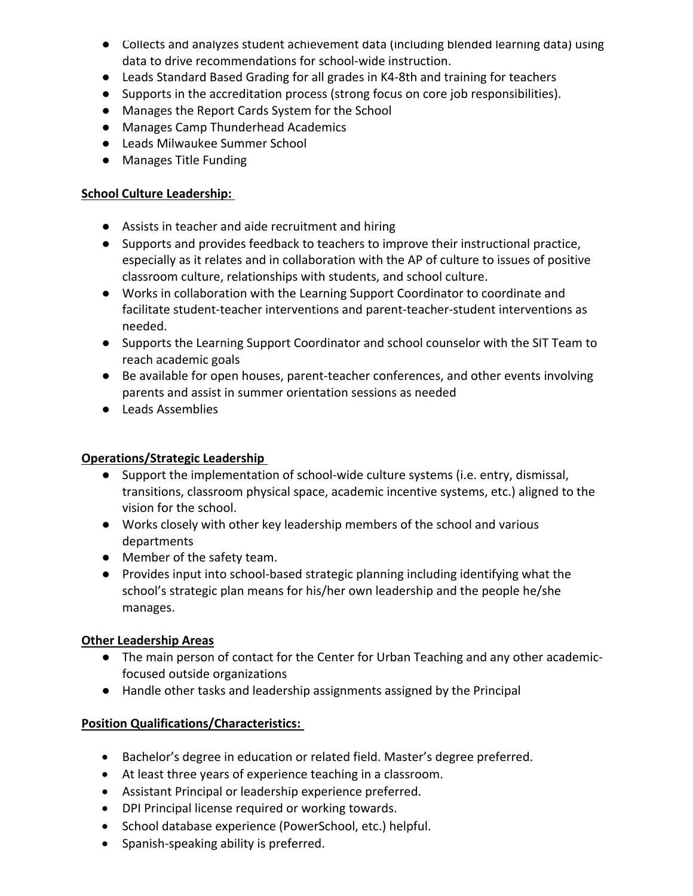- Collects and analyzes student achievement data (including blended learning data) using data to drive recommendations for school-wide instruction.
- Leads Standard Based Grading for all grades in K4-8th and training for teachers
- Supports in the accreditation process (strong focus on core job responsibilities).
- Manages the Report Cards System for the School
- Manages Camp Thunderhead Academics
- Leads Milwaukee Summer School
- Manages Title Funding

**School Culture Leadership:**

- Assists in teacher and aide recruitment and hiring
- Supports and provides feedback to teachers to improve their instructional practice, especially as it relates and in collaboration with the AP of culture to issues of positive classroom culture, relationships with students, and school culture.
- Works in collaboration with the Learning Support Coordinator to coordinate and facilitate student-teacher interventions and parent-teacher-student interventions as needed.
- Supports the Learning Support Coordinator and school counselor with the SIT Team to reach academic goals
- Be available for open houses, parent-teacher conferences, and other events involving parents and assist in summer orientation sessions as needed
- Leads Assemblies

**Operations/Strategic Leadership**

- Support the implementation of school-wide culture systems (i.e. entry, dismissal, transitions, classroom physical space, academic incentive systems, etc.) aligned to the vision for the school.
- Works closely with other key leadership members of the school and various departments
- Member of the safety team.
- Provides input into school-based strategic planning including identifying what the school's strategic plan means for his/her own leadership and the people he/she manages.

**Other Leadership Areas**

- The main person of contact for the Center for Urban Teaching and any other academic-focused outside organizations
- Handle other tasks and leadership assignments assigned by the Principal

**Position Qualifications/Characteristics:**

- Bachelor's degree in education or related field. Master's degree preferred.
- At least three years of experience teaching in a classroom.
- Assistant Principal or leadership experience preferred.
- DPI Principal license required or working towards.
- School database experience (PowerSchool, etc.) helpful.
- Spanish-speaking ability is preferred.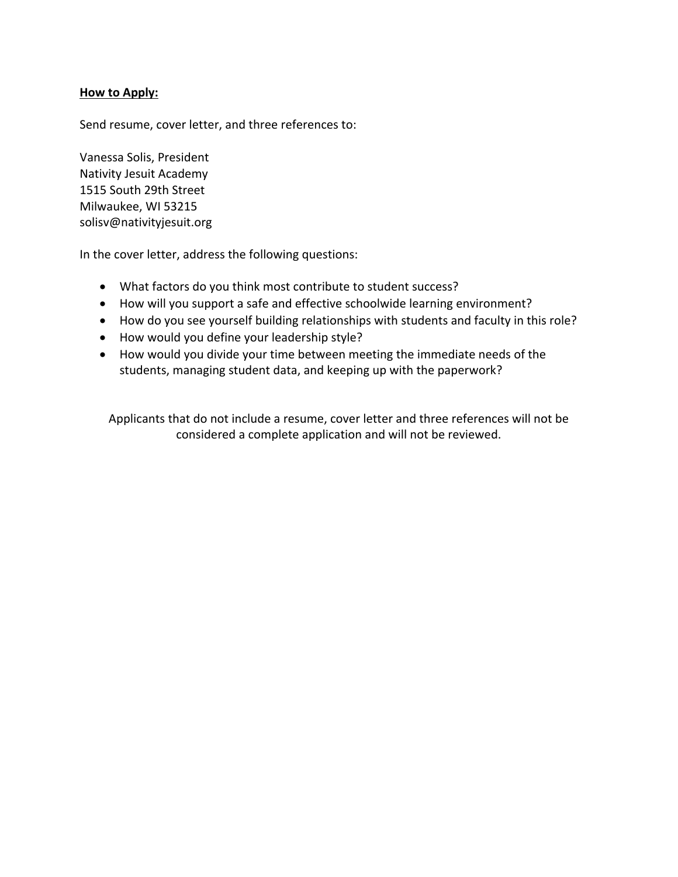**How to Apply:**

Send resume, cover letter, and three references to:

Vanessa Solis, President
Nativity Jesuit Academy
1515 South 29th Street
Milwaukee, WI 53215
solisv@nativityjesuit.org

In the cover letter, address the following questions:

- What factors do you think most contribute to student success?
- How will you support a safe and effective schoolwide learning environment?
- How do you see yourself building relationships with students and faculty in this role?
- How would you define your leadership style?
- How would you divide your time between meeting the immediate needs of the students, managing student data, and keeping up with the paperwork?

Applicants that do not include a resume, cover letter and three references will not be considered a complete application and will not be reviewed.